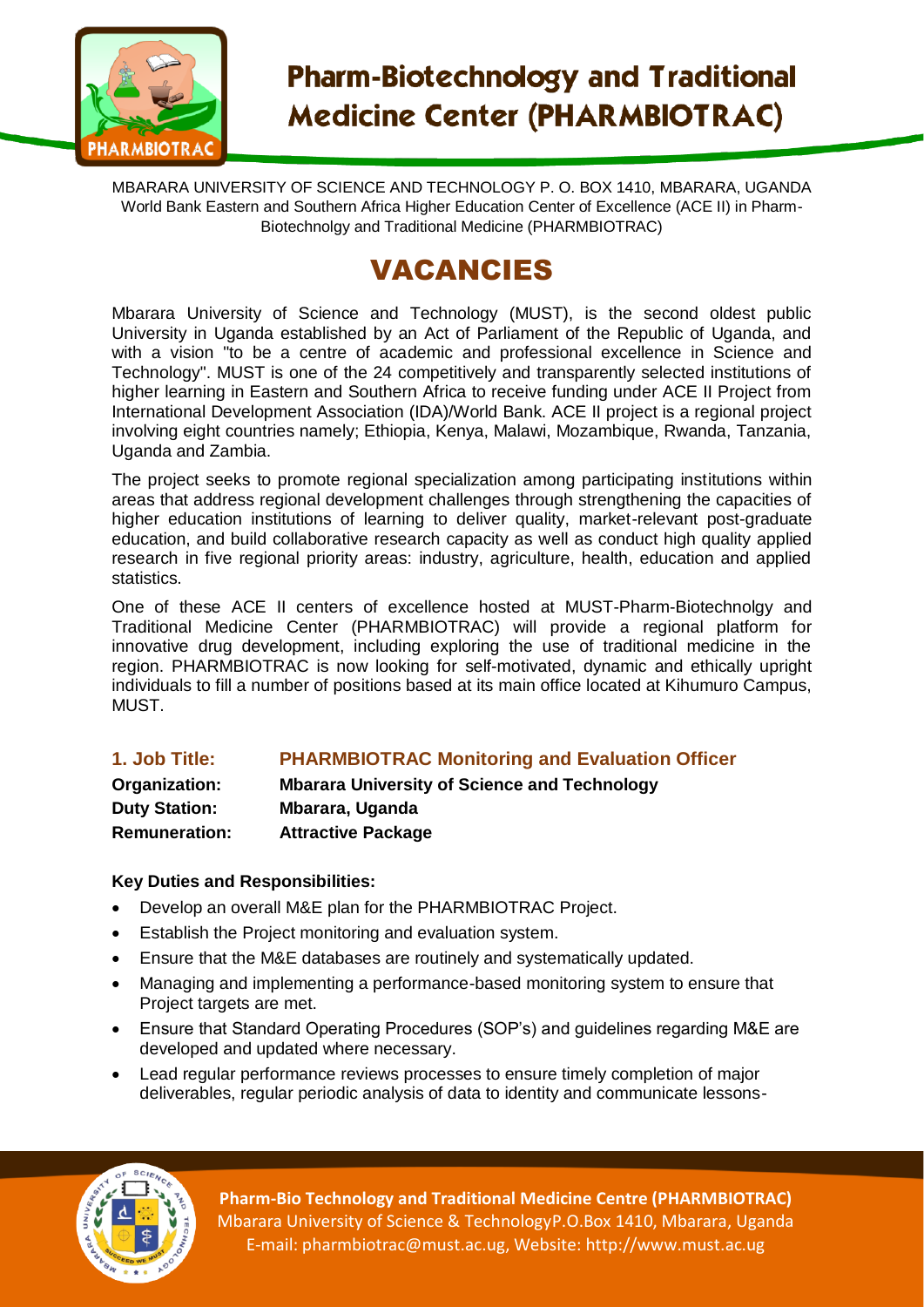# Pharm-Biotechnology and Traditional Medicine Center (PHARMBIOTRAC)

MBARARA UNIVERSITY OF SCIENCE AND TECHNOLOGY P. O. BOX 1410, MBARARA, UGANDA
World Bank Eastern and Southern Africa Higher Education Center of Excellence (ACE II) in Pharm-Biotechnolgy and Traditional Medicine (PHARMBIOTRAC)

## VACANCIES

Mbarara University of Science and Technology (MUST), is the second oldest public University in Uganda established by an Act of Parliament of the Republic of Uganda, and with a vision "to be a centre of academic and professional excellence in Science and Technology". MUST is one of the 24 competitively and transparently selected institutions of higher learning in Eastern and Southern Africa to receive funding under ACE II Project from International Development Association (IDA)/World Bank. ACE II project is a regional project involving eight countries namely; Ethiopia, Kenya, Malawi, Mozambique, Rwanda, Tanzania, Uganda and Zambia.

The project seeks to promote regional specialization among participating institutions within areas that address regional development challenges through strengthening the capacities of higher education institutions of learning to deliver quality, market-relevant post-graduate education, and build collaborative research capacity as well as conduct high quality applied research in five regional priority areas: industry, agriculture, health, education and applied statistics.

One of these ACE II centers of excellence hosted at MUST-Pharm-Biotechnolgy and Traditional Medicine Center (PHARMBIOTRAC) will provide a regional platform for innovative drug development, including exploring the use of traditional medicine in the region. PHARMBIOTRAC is now looking for self-motivated, dynamic and ethically upright individuals to fill a number of positions based at its main office located at Kihumuro Campus, MUST.

**1. Job Title:** **PHARMBIOTRAC Monitoring and Evaluation Officer**
**Organization:** **Mbarara University of Science and Technology**
**Duty Station:** **Mbarara, Uganda**
**Remuneration:** **Attractive Package**

**Key Duties and Responsibilities:**

- Develop an overall M&E plan for the PHARMBIOTRAC Project.
- Establish the Project monitoring and evaluation system.
- Ensure that the M&E databases are routinely and systematically updated.
- Managing and implementing a performance-based monitoring system to ensure that Project targets are met.
- Ensure that Standard Operating Procedures (SOP's) and guidelines regarding M&E are developed and updated where necessary.
- Lead regular performance reviews processes to ensure timely completion of major deliverables, regular periodic analysis of data to identity and communicate lessons-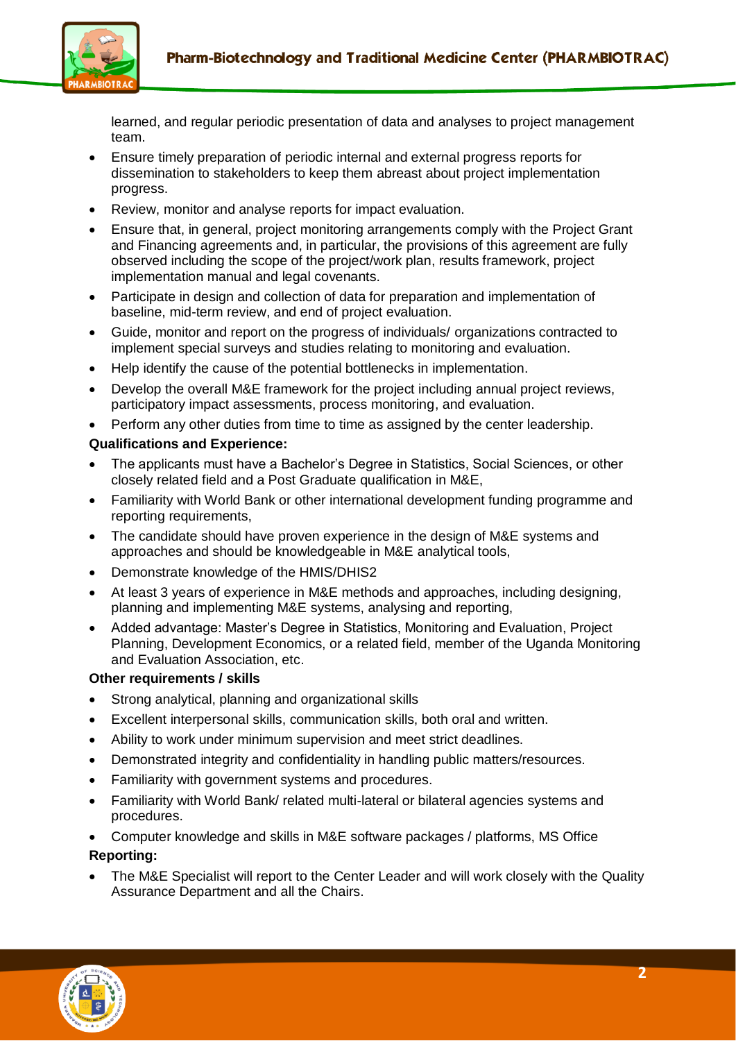learned, and regular periodic presentation of data and analyses to project management team.

- Ensure timely preparation of periodic internal and external progress reports for dissemination to stakeholders to keep them abreast about project implementation progress.
- Review, monitor and analyse reports for impact evaluation.
- Ensure that, in general, project monitoring arrangements comply with the Project Grant and Financing agreements and, in particular, the provisions of this agreement are fully observed including the scope of the project/work plan, results framework, project implementation manual and legal covenants.
- Participate in design and collection of data for preparation and implementation of baseline, mid-term review, and end of project evaluation.
- Guide, monitor and report on the progress of individuals/ organizations contracted to implement special surveys and studies relating to monitoring and evaluation.
- Help identify the cause of the potential bottlenecks in implementation.
- Develop the overall M&E framework for the project including annual project reviews, participatory impact assessments, process monitoring, and evaluation.
- Perform any other duties from time to time as assigned by the center leadership.

**Qualifications and Experience:**

- The applicants must have a Bachelor's Degree in Statistics, Social Sciences, or other closely related field and a Post Graduate qualification in M&E,
- Familiarity with World Bank or other international development funding programme and reporting requirements,
- The candidate should have proven experience in the design of M&E systems and approaches and should be knowledgeable in M&E analytical tools,
- Demonstrate knowledge of the HMIS/DHIS2
- At least 3 years of experience in M&E methods and approaches, including designing, planning and implementing M&E systems, analysing and reporting,
- Added advantage: Master's Degree in Statistics, Monitoring and Evaluation, Project Planning, Development Economics, or a related field, member of the Uganda Monitoring and Evaluation Association, etc.

**Other requirements / skills**

- Strong analytical, planning and organizational skills
- Excellent interpersonal skills, communication skills, both oral and written.
- Ability to work under minimum supervision and meet strict deadlines.
- Demonstrated integrity and confidentiality in handling public matters/resources.
- Familiarity with government systems and procedures.
- Familiarity with World Bank/ related multi-lateral or bilateral agencies systems and procedures.
- Computer knowledge and skills in M&E software packages / platforms, MS Office

**Reporting:**

- The M&E Specialist will report to the Center Leader and will work closely with the Quality Assurance Department and all the Chairs.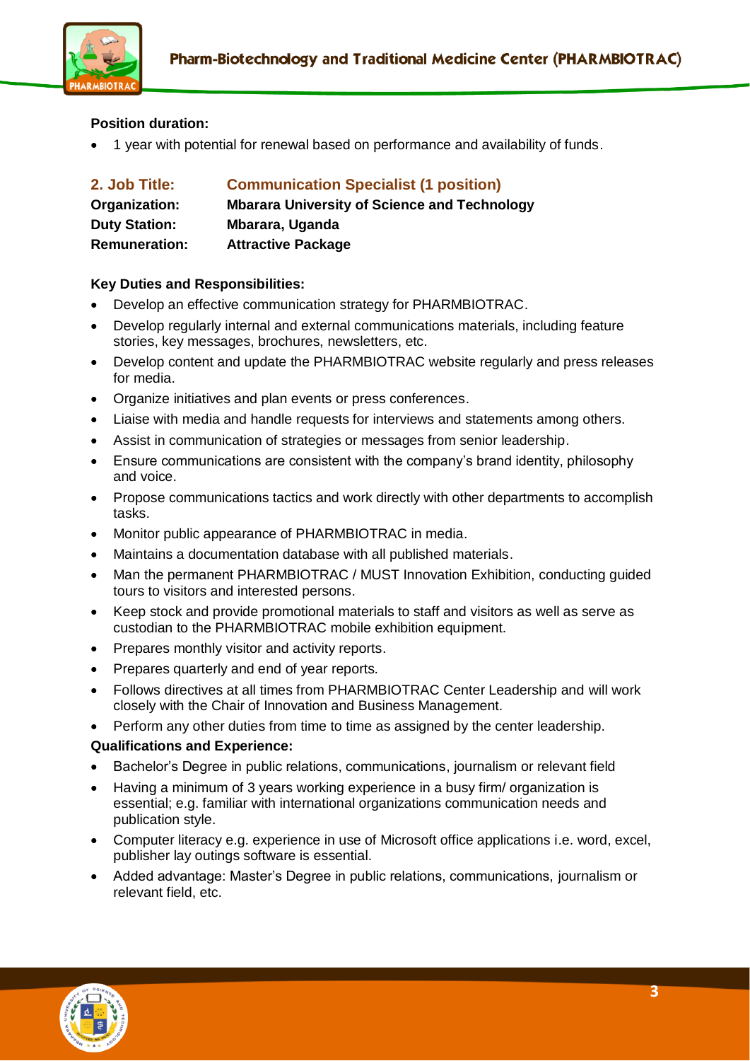**Position duration:**

- 1 year with potential for renewal based on performance and availability of funds.

## 2. Job Title: Communication Specialist (1 position)

**Organization:** Mbarara University of Science and Technology
**Duty Station:** Mbarara, Uganda
**Remuneration:** Attractive Package

**Key Duties and Responsibilities:**

- Develop an effective communication strategy for PHARMBIOTRAC.
- Develop regularly internal and external communications materials, including feature stories, key messages, brochures, newsletters, etc.
- Develop content and update the PHARMBIOTRAC website regularly and press releases for media.
- Organize initiatives and plan events or press conferences.
- Liaise with media and handle requests for interviews and statements among others.
- Assist in communication of strategies or messages from senior leadership.
- Ensure communications are consistent with the company's brand identity, philosophy and voice.
- Propose communications tactics and work directly with other departments to accomplish tasks.
- Monitor public appearance of PHARMBIOTRAC in media.
- Maintains a documentation database with all published materials.
- Man the permanent PHARMBIOTRAC / MUST Innovation Exhibition, conducting guided tours to visitors and interested persons.
- Keep stock and provide promotional materials to staff and visitors as well as serve as custodian to the PHARMBIOTRAC mobile exhibition equipment.
- Prepares monthly visitor and activity reports.
- Prepares quarterly and end of year reports.
- Follows directives at all times from PHARMBIOTRAC Center Leadership and will work closely with the Chair of Innovation and Business Management.
- Perform any other duties from time to time as assigned by the center leadership.

**Qualifications and Experience:**

- Bachelor's Degree in public relations, communications, journalism or relevant field
- Having a minimum of 3 years working experience in a busy firm/ organization is essential; e.g. familiar with international organizations communication needs and publication style.
- Computer literacy e.g. experience in use of Microsoft office applications i.e. word, excel, publisher lay outings software is essential.
- Added advantage: Master's Degree in public relations, communications, journalism or relevant field, etc.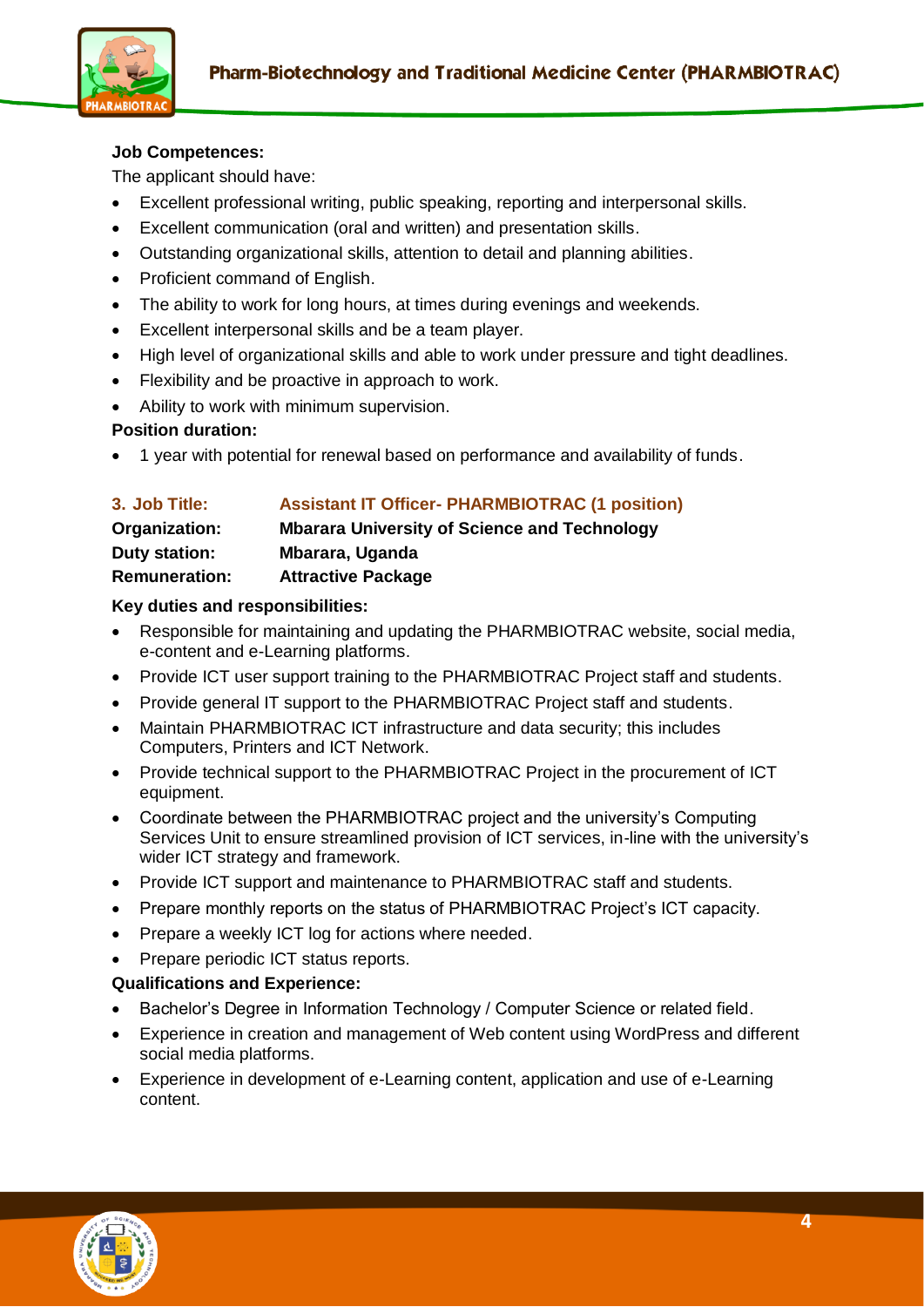**Job Competences:**

The applicant should have:

- Excellent professional writing, public speaking, reporting and interpersonal skills.
- Excellent communication (oral and written) and presentation skills.
- Outstanding organizational skills, attention to detail and planning abilities.
- Proficient command of English.
- The ability to work for long hours, at times during evenings and weekends.
- Excellent interpersonal skills and be a team player.
- High level of organizational skills and able to work under pressure and tight deadlines.
- Flexibility and be proactive in approach to work.
- Ability to work with minimum supervision.

**Position duration:**

- 1 year with potential for renewal based on performance and availability of funds.

**3. Job Title:** **Assistant IT Officer- PHARMBIOTRAC (1 position)**
**Organization:** **Mbarara University of Science and Technology**
**Duty station:** **Mbarara, Uganda**
**Remuneration:** **Attractive Package**

**Key duties and responsibilities:**

- Responsible for maintaining and updating the PHARMBIOTRAC website, social media, e-content and e-Learning platforms.
- Provide ICT user support training to the PHARMBIOTRAC Project staff and students.
- Provide general IT support to the PHARMBIOTRAC Project staff and students.
- Maintain PHARMBIOTRAC ICT infrastructure and data security; this includes Computers, Printers and ICT Network.
- Provide technical support to the PHARMBIOTRAC Project in the procurement of ICT equipment.
- Coordinate between the PHARMBIOTRAC project and the university's Computing Services Unit to ensure streamlined provision of ICT services, in-line with the university's wider ICT strategy and framework.
- Provide ICT support and maintenance to PHARMBIOTRAC staff and students.
- Prepare monthly reports on the status of PHARMBIOTRAC Project's ICT capacity.
- Prepare a weekly ICT log for actions where needed.
- Prepare periodic ICT status reports.

**Qualifications and Experience:**

- Bachelor's Degree in Information Technology / Computer Science or related field.
- Experience in creation and management of Web content using WordPress and different social media platforms.
- Experience in development of e-Learning content, application and use of e-Learning content.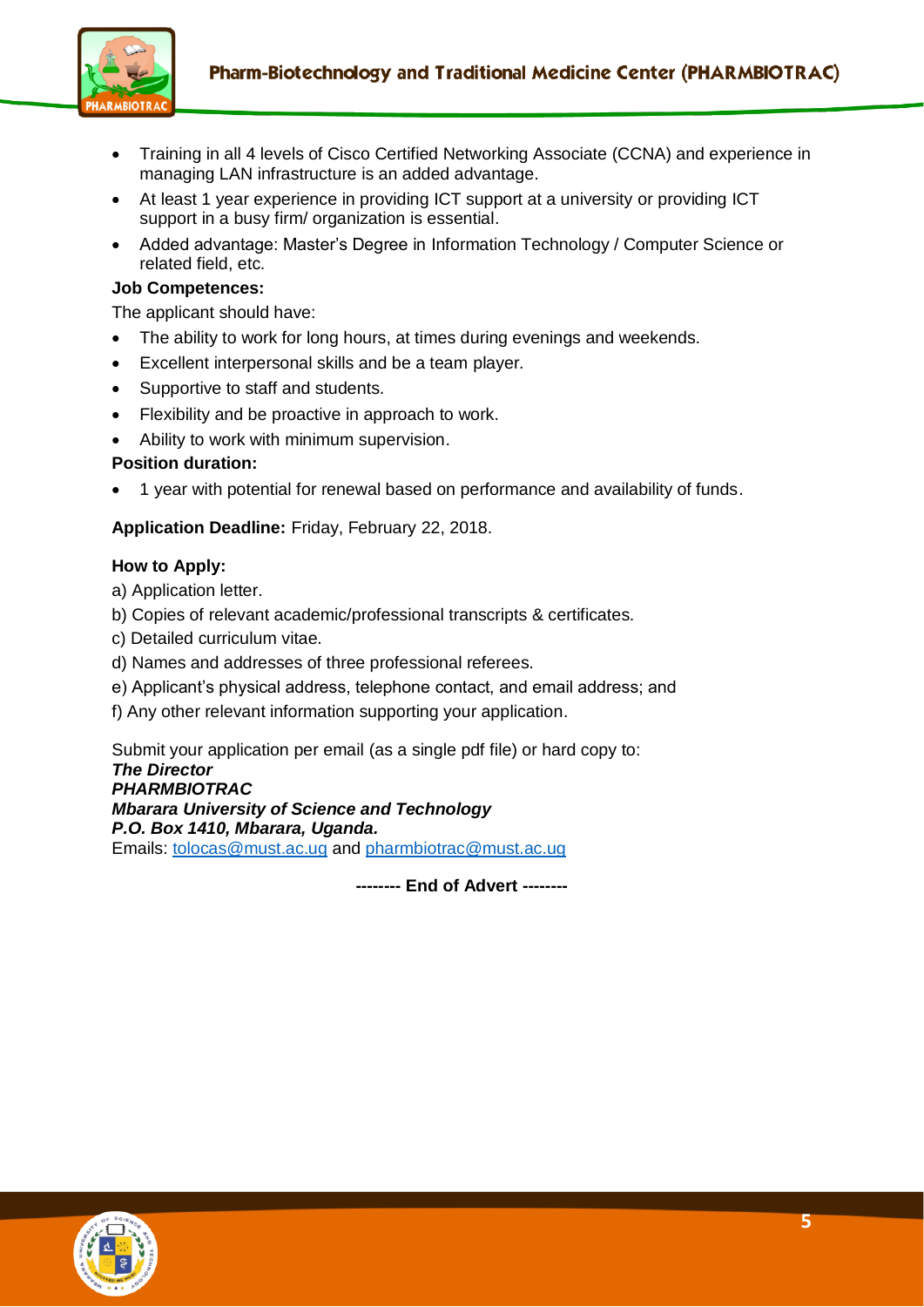- Training in all 4 levels of Cisco Certified Networking Associate (CCNA) and experience in managing LAN infrastructure is an added advantage.
- At least 1 year experience in providing ICT support at a university or providing ICT support in a busy firm/ organization is essential.
- Added advantage: Master's Degree in Information Technology / Computer Science or related field, etc.

**Job Competences:**

The applicant should have:

- The ability to work for long hours, at times during evenings and weekends.
- Excellent interpersonal skills and be a team player.
- Supportive to staff and students.
- Flexibility and be proactive in approach to work.
- Ability to work with minimum supervision.

**Position duration:**

- 1 year with potential for renewal based on performance and availability of funds.

**Application Deadline:** Friday, February 22, 2018.

**How to Apply:**

a) Application letter.

b) Copies of relevant academic/professional transcripts & certificates.

c) Detailed curriculum vitae.

d) Names and addresses of three professional referees.

e) Applicant's physical address, telephone contact, and email address; and

f) Any other relevant information supporting your application.

Submit your application per email (as a single pdf file) or hard copy to:
***The Director***
***PHARMBIOTRAC***
***Mbarara University of Science and Technology***
***P.O. Box 1410, Mbarara, Uganda.***
Emails: tolocas@must.ac.ug and pharmbiotrac@must.ac.ug

**-------- End of Advert --------**